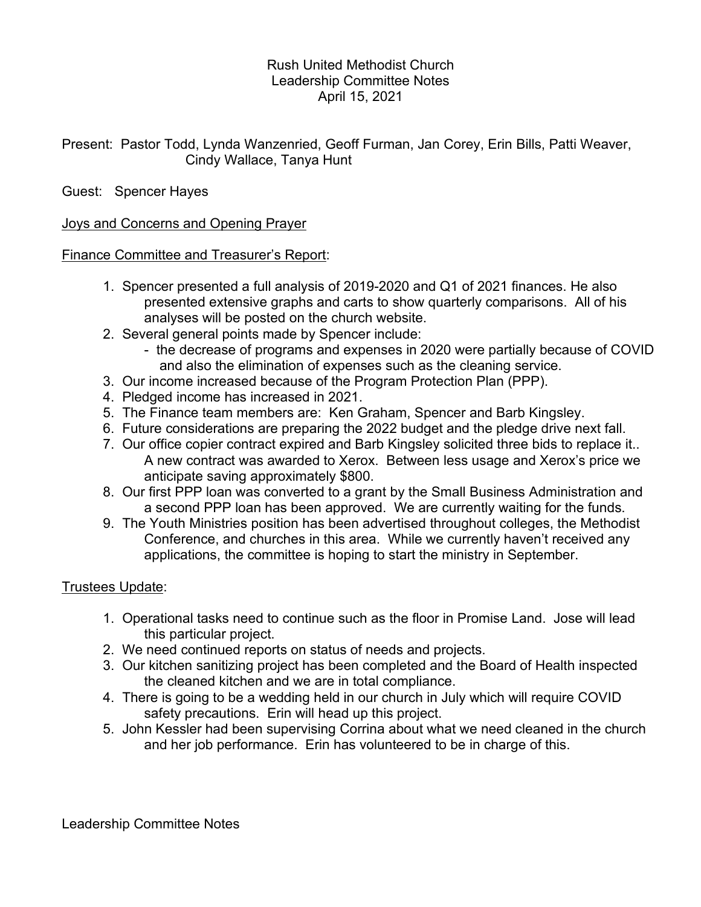Rush United Methodist Church
Leadership Committee Notes
April 15, 2021

Present: Pastor Todd, Lynda Wanzenried, Geoff Furman, Jan Corey, Erin Bills, Patti Weaver, Cindy Wallace, Tanya Hunt

Guest: Spencer Hayes

<u>Joys and Concerns and Opening Prayer</u>

<u>Finance Committee and Treasurer's Report</u>:

1. Spencer presented a full analysis of 2019-2020 and Q1 of 2021 finances. He also presented extensive graphs and carts to show quarterly comparisons. All of his analyses will be posted on the church website.
2. Several general points made by Spencer include:
   - the decrease of programs and expenses in 2020 were partially because of COVID and also the elimination of expenses such as the cleaning service.
3. Our income increased because of the Program Protection Plan (PPP).
4. Pledged income has increased in 2021.
5. The Finance team members are: Ken Graham, Spencer and Barb Kingsley.
6. Future considerations are preparing the 2022 budget and the pledge drive next fall.
7. Our office copier contract expired and Barb Kingsley solicited three bids to replace it.. A new contract was awarded to Xerox. Between less usage and Xerox's price we anticipate saving approximately $800.
8. Our first PPP loan was converted to a grant by the Small Business Administration and a second PPP loan has been approved. We are currently waiting for the funds.
9. The Youth Ministries position has been advertised throughout colleges, the Methodist Conference, and churches in this area. While we currently haven't received any applications, the committee is hoping to start the ministry in September.

<u>Trustees Update</u>:

1. Operational tasks need to continue such as the floor in Promise Land. Jose will lead this particular project.
2. We need continued reports on status of needs and projects.
3. Our kitchen sanitizing project has been completed and the Board of Health inspected the cleaned kitchen and we are in total compliance.
4. There is going to be a wedding held in our church in July which will require COVID safety precautions. Erin will head up this project.
5. John Kessler had been supervising Corrina about what we need cleaned in the church and her job performance. Erin has volunteered to be in charge of this.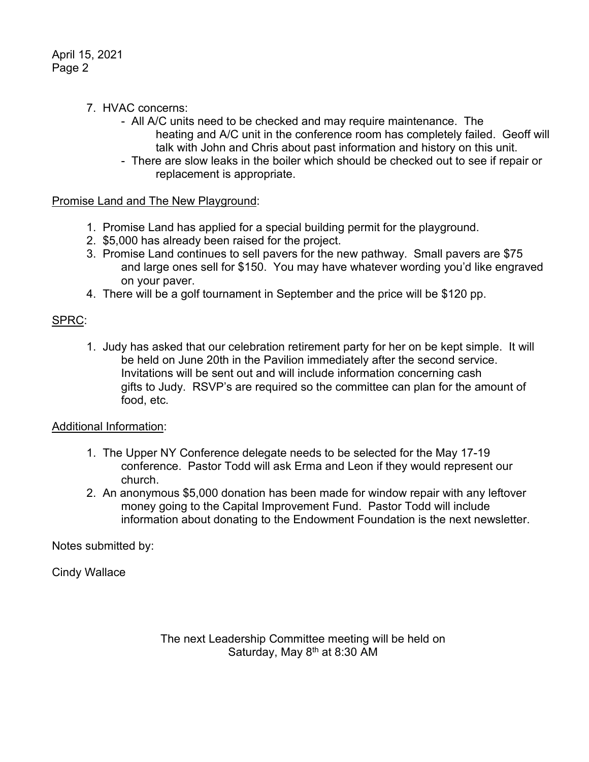7. HVAC concerns:
   - All A/C units need to be checked and may require maintenance. The heating and A/C unit in the conference room has completely failed. Geoff will talk with John and Chris about past information and history on this unit.
   - There are slow leaks in the boiler which should be checked out to see if repair or replacement is appropriate.

<u>Promise Land and The New Playground</u>:

1. Promise Land has applied for a special building permit for the playground.
2. $5,000 has already been raised for the project.
3. Promise Land continues to sell pavers for the new pathway. Small pavers are $75 and large ones sell for $150. You may have whatever wording you'd like engraved on your paver.
4. There will be a golf tournament in September and the price will be $120 pp.

<u>SPRC</u>:

1. Judy has asked that our celebration retirement party for her on be kept simple. It will be held on June 20th in the Pavilion immediately after the second service. Invitations will be sent out and will include information concerning cash gifts to Judy. RSVP's are required so the committee can plan for the amount of food, etc.

<u>Additional Information</u>:

1. The Upper NY Conference delegate needs to be selected for the May 17-19 conference. Pastor Todd will ask Erma and Leon if they would represent our church.
2. An anonymous $5,000 donation has been made for window repair with any leftover money going to the Capital Improvement Fund. Pastor Todd will include information about donating to the Endowment Foundation is the next newsletter.

Notes submitted by:

Cindy Wallace

The next Leadership Committee meeting will be held on
Saturday, May 8th at 8:30 AM